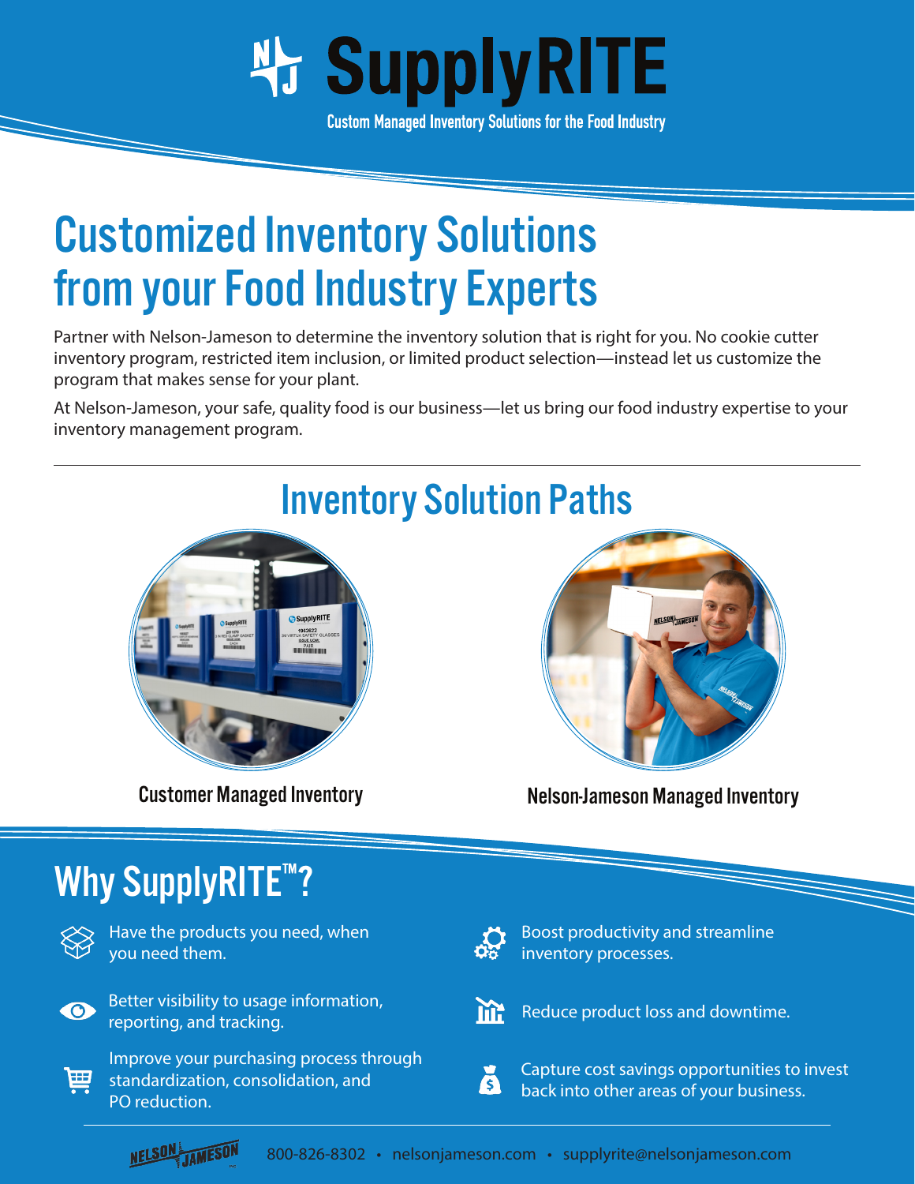# SupplyRITE

Custom Managed Inventory Solutions for the Food Industry

## Customized Inventory Solutions from your Food Industry Experts

Partner with Nelson-Jameson to determine the inventory solution that is right for you. No cookie cutter inventory program, restricted item inclusion, or limited product selection—instead let us customize the program that makes sense for your plant.

At Nelson-Jameson, your safe, quality food is our business—let us bring our food industry expertise to your inventory management program.

## Inventory Solution Paths

Customer Managed Inventory

Nelson-Jameson Managed Inventory

## Why SupplyRITE™?

- Have the products you need, when you need them.
- Better visibility to usage information, reporting, and tracking.
- Improve your purchasing process through standardization, consolidation, and PO reduction.
- Boost productivity and streamline inventory processes.
- Reduce product loss and downtime.
- Capture cost savings opportunities to invest back into other areas of your business.

800-826-8302 • nelsonjameson.com • supplyrite@nelsonjameson.com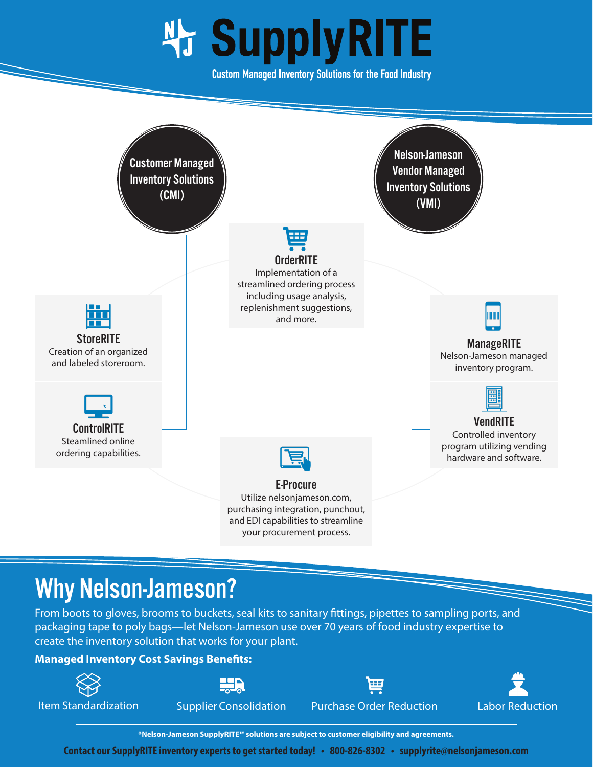# SupplyRITE

Custom Managed Inventory Solutions for the Food Industry

## Customer Managed Inventory Solutions (CMI)

### StoreRITE
Creation of an organized and labeled storeroom.

### ControlRITE
Steamlined online ordering capabilities.

### OrderRITE
Implementation of a streamlined ordering process including usage analysis, replenishment suggestions, and more.

### E-Procure
Utilize nelsonjameson.com, purchasing integration, punchout, and EDI capabilities to streamline your procurement process.

## Nelson-Jameson Vendor Managed Inventory Solutions (VMI)

### ManageRITE
Nelson-Jameson managed inventory program.

### VendRITE
Controlled inventory program utilizing vending hardware and software.

# Why Nelson-Jameson?

From boots to gloves, brooms to buckets, seal kits to sanitary fittings, pipettes to sampling ports, and packaging tape to poly bags—let Nelson-Jameson use over 70 years of food industry expertise to create the inventory solution that works for your plant.

**Managed Inventory Cost Savings Benefits:**

- Item Standardization
- Supplier Consolidation
- Purchase Order Reduction
- Labor Reduction

**\*Nelson-Jameson SupplyRITE™ solutions are subject to customer eligibility and agreements.**

**Contact our SupplyRITE inventory experts to get started today! • 800-826-8302 • supplyrite@nelsonjameson.com**